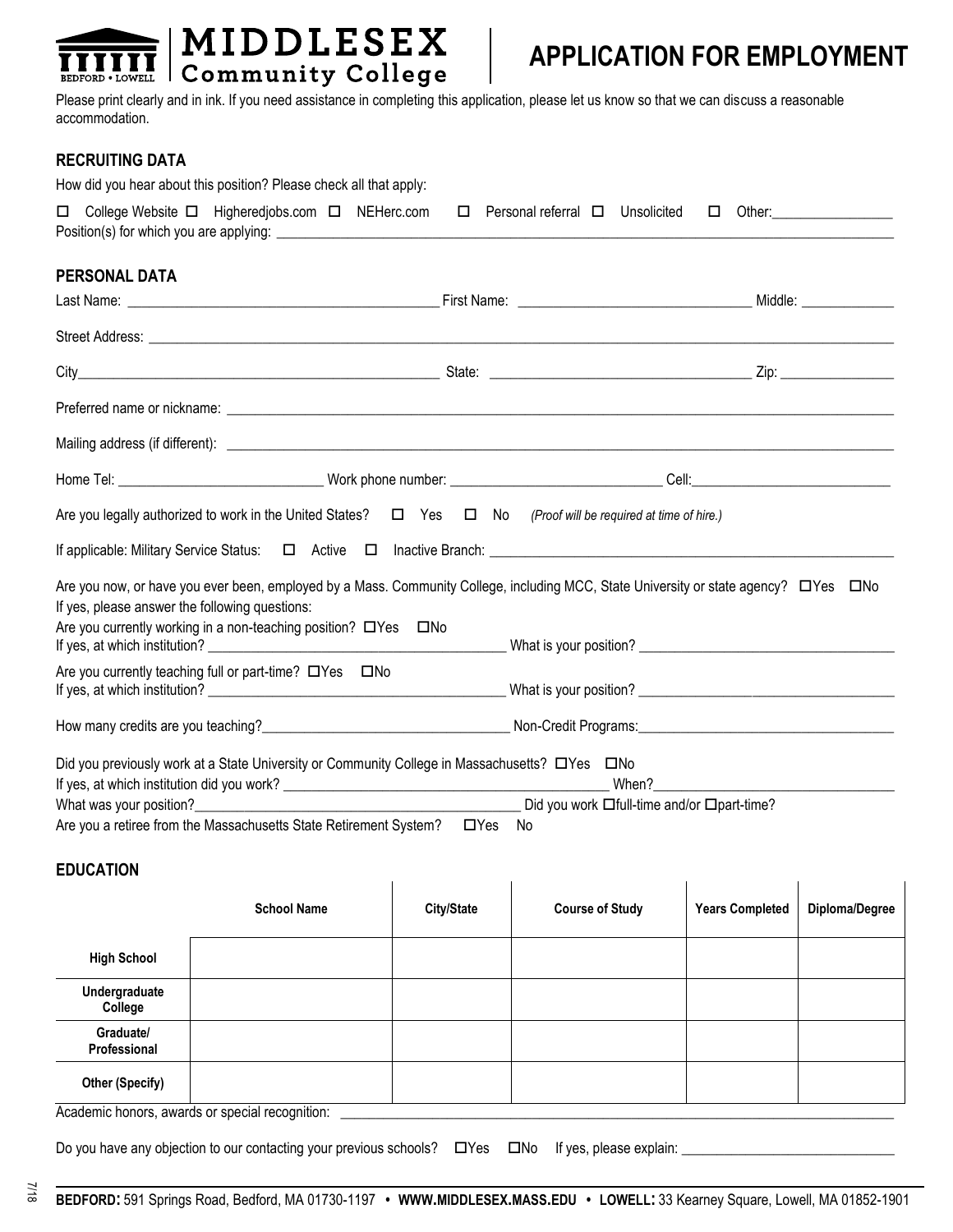# MIDDLESEX Community College

BEDFORD • LOWELL

# APPLICATION FOR EMPLOYMENT

Please print clearly and in ink. If you need assistance in completing this application, please let us know so that we can discuss a reasonable accommodation.

## RECRUITING DATA

How did you hear about this position? Please check all that apply:

☐ College Website ☐ Higheredjobs.com ☐ NEHerc.com ☐ Personal referral ☐ Unsolicited ☐ Other:________________

Position(s) for which you are applying: ________________________________________________________________________________

## PERSONAL DATA

Last Name: ________________________________________ First Name: ______________________________ Middle: ____________

Street Address: ______________________________________________________________________________________________

City________________________________________________ State: __________________________________ Zip: _______________

Preferred name or nickname: __________________________________________________________________________________

Mailing address (if different): _________________________________________________________________________________

Home Tel: ___________________________ Work phone number: ____________________________ Cell:___________________________

Are you legally authorized to work in the United States? ☐ Yes ☐ No *(Proof will be required at time of hire.)*

If applicable: Military Service Status: ☐ Active ☐ Inactive Branch: ____________________________________________________

Are you now, or have you ever been, employed by a Mass. Community College, including MCC, State University or state agency? ☐Yes ☐No
If yes, please answer the following questions:
Are you currently working in a non-teaching position? ☐Yes ☐No
If yes, at which institution? ________________________________________ What is your position? __________________________________

Are you currently teaching full or part-time? ☐Yes ☐No
If yes, at which institution? ________________________________________ What is your position? __________________________________

How many credits are you teaching?__________________________________ Non-Credit Programs:___________________________________

Did you previously work at a State University or Community College in Massachusetts? ☐Yes ☐No
If yes, at which institution did you work? ____________________________________________ When?________________________________
What was your position?__________________________________________ Did you work ☐full-time and/or ☐part-time?
Are you a retiree from the Massachusetts State Retirement System? ☐Yes No

## EDUCATION

| | School Name | City/State | Course of Study | Years Completed | Diploma/Degree |
|---|---|---|---|---|---|
| High School | | | | | |
| Undergraduate College | | | | | |
| Graduate/ Professional | | | | | |
| Other (Specify) | | | | | |

Academic honors, awards or special recognition: ________________________________________________________________________

Do you have any objection to our contacting your previous schools? ☐Yes ☐No If yes, please explain: ____________________________

**BEDFORD:** 591 Springs Road, Bedford, MA 01730-1197 • **WWW.MIDDLESEX.MASS.EDU** • **LOWELL:** 33 Kearney Square, Lowell, MA 01852-1901

7/18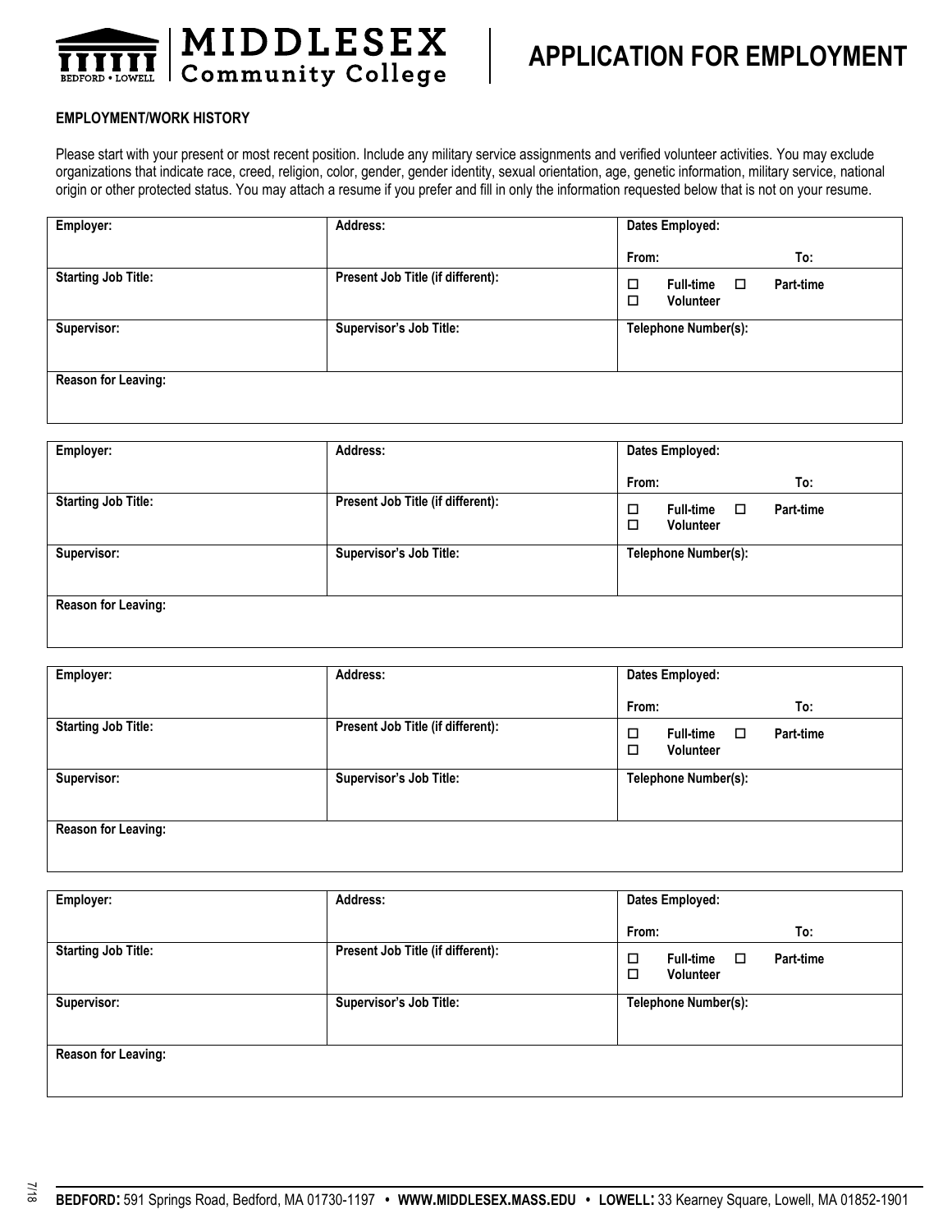# MIDDLESEX Community College

BEDFORD • LOWELL

## APPLICATION FOR EMPLOYMENT

**EMPLOYMENT/WORK HISTORY**

Please start with your present or most recent position. Include any military service assignments and verified volunteer activities. You may exclude organizations that indicate race, creed, religion, color, gender, gender identity, sexual orientation, age, genetic information, military service, national origin or other protected status. You may attach a resume if you prefer and fill in only the information requested below that is not on your resume.

| **Employer:** | **Address:** | **Dates Employed:**<br>**From:** **To:** |
|---|---|---|
| **Starting Job Title:** | **Present Job Title (if different):** | ☐ **Full-time** ☐ **Part-time**<br>☐ **Volunteer** |
| **Supervisor:** | **Supervisor's Job Title:** | **Telephone Number(s):** |
| **Reason for Leaving:** | | |

| **Employer:** | **Address:** | **Dates Employed:**<br>**From:** **To:** |
|---|---|---|
| **Starting Job Title:** | **Present Job Title (if different):** | ☐ **Full-time** ☐ **Part-time**<br>☐ **Volunteer** |
| **Supervisor:** | **Supervisor's Job Title:** | **Telephone Number(s):** |
| **Reason for Leaving:** | | |

| **Employer:** | **Address:** | **Dates Employed:**<br>**From:** **To:** |
|---|---|---|
| **Starting Job Title:** | **Present Job Title (if different):** | ☐ **Full-time** ☐ **Part-time**<br>☐ **Volunteer** |
| **Supervisor:** | **Supervisor's Job Title:** | **Telephone Number(s):** |
| **Reason for Leaving:** | | |

| **Employer:** | **Address:** | **Dates Employed:**<br>**From:** **To:** |
|---|---|---|
| **Starting Job Title:** | **Present Job Title (if different):** | ☐ **Full-time** ☐ **Part-time**<br>☐ **Volunteer** |
| **Supervisor:** | **Supervisor's Job Title:** | **Telephone Number(s):** |
| **Reason for Leaving:** | | |

7/18

**BEDFORD:** 591 Springs Road, Bedford, MA 01730-1197 • **WWW.MIDDLESEX.MASS.EDU** • **LOWELL:** 33 Kearney Square, Lowell, MA 01852-1901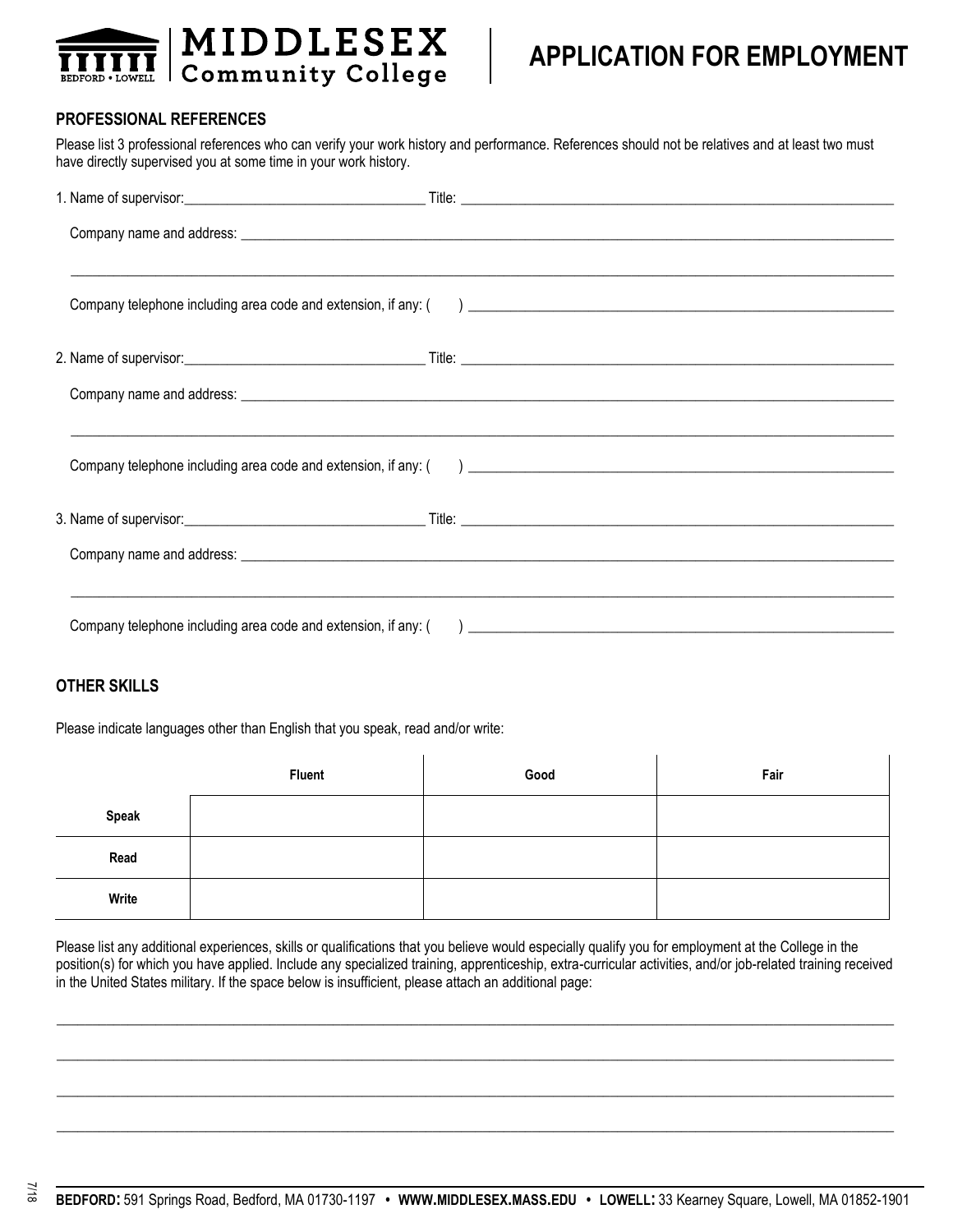**MIDDLESEX Community College** BEDFORD • LOWELL

# APPLICATION FOR EMPLOYMENT

## PROFESSIONAL REFERENCES

Please list 3 professional references who can verify your work history and performance. References should not be relatives and at least two must have directly supervised you at some time in your work history.

1. Name of supervisor:_________________________________ Title: ____________________________________________________________

   Company name and address: ______________________________________________________________________________________

   ___________________________________________________________________________________________________________

   Company telephone including area code and extension, if any: (    ) ____________________________________________________

2. Name of supervisor:_________________________________ Title: ____________________________________________________________

   Company name and address: ______________________________________________________________________________________

   ___________________________________________________________________________________________________________

   Company telephone including area code and extension, if any: (    ) ____________________________________________________

3. Name of supervisor:_________________________________ Title: ____________________________________________________________

   Company name and address: ______________________________________________________________________________________

   ___________________________________________________________________________________________________________

   Company telephone including area code and extension, if any: (    ) ____________________________________________________

## OTHER SKILLS

Please indicate languages other than English that you speak, read and/or write:

| | Fluent | Good | Fair |
|---|---|---|---|
| **Speak** | | | |
| **Read** | | | |
| **Write** | | | |

Please list any additional experiences, skills or qualifications that you believe would especially qualify you for employment at the College in the position(s) for which you have applied. Include any specialized training, apprenticeship, extra-curricular activities, and/or job-related training received in the United States military. If the space below is insufficient, please attach an additional page:

___________________________________________________________________________________________________________

___________________________________________________________________________________________________________

___________________________________________________________________________________________________________

___________________________________________________________________________________________________________

7/18

**BEDFORD:** 591 Springs Road, Bedford, MA 01730-1197 • **WWW.MIDDLESEX.MASS.EDU** • **LOWELL:** 33 Kearney Square, Lowell, MA 01852-1901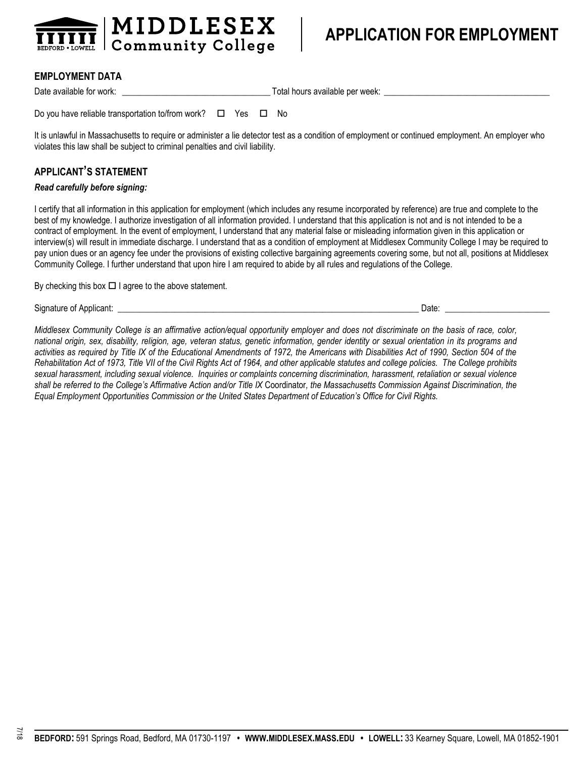# MIDDLESEX Community College — APPLICATION FOR EMPLOYMENT

## EMPLOYMENT DATA

Date available for work: ___________________________________ Total hours available per week: ______________________________________

Do you have reliable transportation to/from work? ☐ Yes ☐ No

It is unlawful in Massachusetts to require or administer a lie detector test as a condition of employment or continued employment. An employer who violates this law shall be subject to criminal penalties and civil liability.

## APPLICANT'S STATEMENT

***Read carefully before signing:***

I certify that all information in this application for employment (which includes any resume incorporated by reference) are true and complete to the best of my knowledge. I authorize investigation of all information provided. I understand that this application is not and is not intended to be a contract of employment. In the event of employment, I understand that any material false or misleading information given in this application or interview(s) will result in immediate discharge. I understand that as a condition of employment at Middlesex Community College I may be required to pay union dues or an agency fee under the provisions of existing collective bargaining agreements covering some, but not all, positions at Middlesex Community College. I further understand that upon hire I am required to abide by all rules and regulations of the College.

By checking this box ☐ I agree to the above statement.

Signature of Applicant: ________________________________________________________________________ Date: ________________________

*Middlesex Community College is an affirmative action/equal opportunity employer and does not discriminate on the basis of race, color, national origin, sex, disability, religion, age, veteran status, genetic information, gender identity or sexual orientation in its programs and activities as required by Title IX of the Educational Amendments of 1972, the Americans with Disabilities Act of 1990, Section 504 of the Rehabilitation Act of 1973, Title VII of the Civil Rights Act of 1964, and other applicable statutes and college policies. The College prohibits sexual harassment, including sexual violence. Inquiries or complaints concerning discrimination, harassment, retaliation or sexual violence shall be referred to the College's Affirmative Action and/or Title IX* Coordinator, *the Massachusetts Commission Against Discrimination, the Equal Employment Opportunities Commission or the United States Department of Education's Office for Civil Rights.*

7/18

**BEDFORD:** 591 Springs Road, Bedford, MA 01730-1197 • **WWW.MIDDLESEX.MASS.EDU** • **LOWELL:** 33 Kearney Square, Lowell, MA 01852-1901